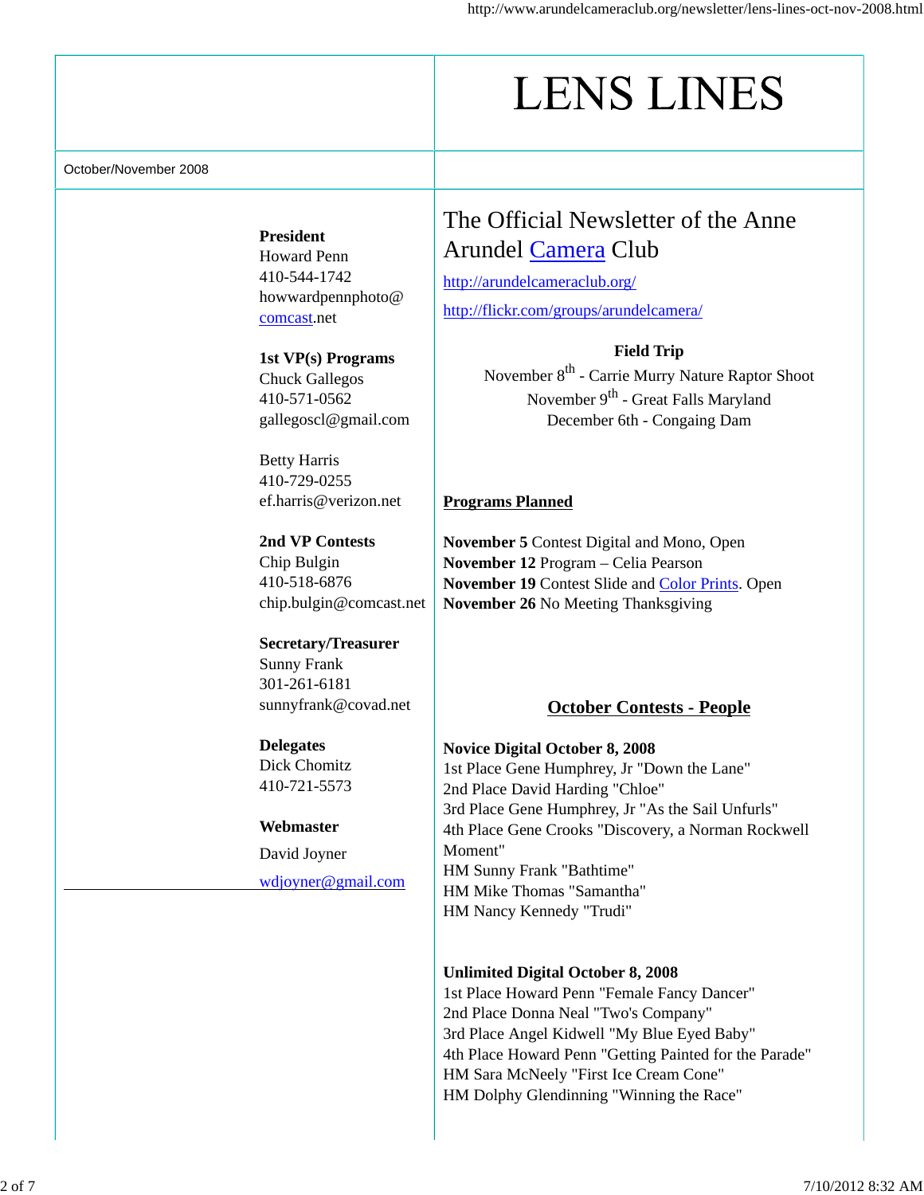# LENS LINES

October/November 2008

**President**
Howard Penn
410-544-1742
howwardpennphoto@comcast.net

**1st VP(s) Programs**
Chuck Gallegos
410-571-0562
gallegoscl@gmail.com

Betty Harris
410-729-0255
ef.harris@verizon.net

**2nd VP Contests**
Chip Bulgin
410-518-6876
chip.bulgin@comcast.net

**Secretary/Treasurer**
Sunny Frank
301-261-6181
sunnyfrank@covad.net

**Delegates**
Dick Chomitz
410-721-5573

**Webmaster**

David Joyner

wdjoyner@gmail.com

## The Official Newsletter of the Anne Arundel Camera Club

http://arundelcameraclub.org/

http://flickr.com/groups/arundelcamera/

**Field Trip**

November 8th - Carrie Murry Nature Raptor Shoot
November 9th - Great Falls Maryland
December 6th - Congaing Dam

**Programs Planned**

**November 5** Contest Digital and Mono, Open
**November 12** Program – Celia Pearson
**November 19** Contest Slide and Color Prints. Open
**November 26** No Meeting Thanksgiving

### October Contests - People

**Novice Digital October 8, 2008**
1st Place Gene Humphrey, Jr "Down the Lane"
2nd Place David Harding "Chloe"
3rd Place Gene Humphrey, Jr "As the Sail Unfurls"
4th Place Gene Crooks "Discovery, a Norman Rockwell Moment"
HM Sunny Frank "Bathtime"
HM Mike Thomas "Samantha"
HM Nancy Kennedy "Trudi"

**Unlimited Digital October 8, 2008**
1st Place Howard Penn "Female Fancy Dancer"
2nd Place Donna Neal "Two's Company"
3rd Place Angel Kidwell "My Blue Eyed Baby"
4th Place Howard Penn "Getting Painted for the Parade"
HM Sara McNeely "First Ice Cream Cone"
HM Dolphy Glendinning "Winning the Race"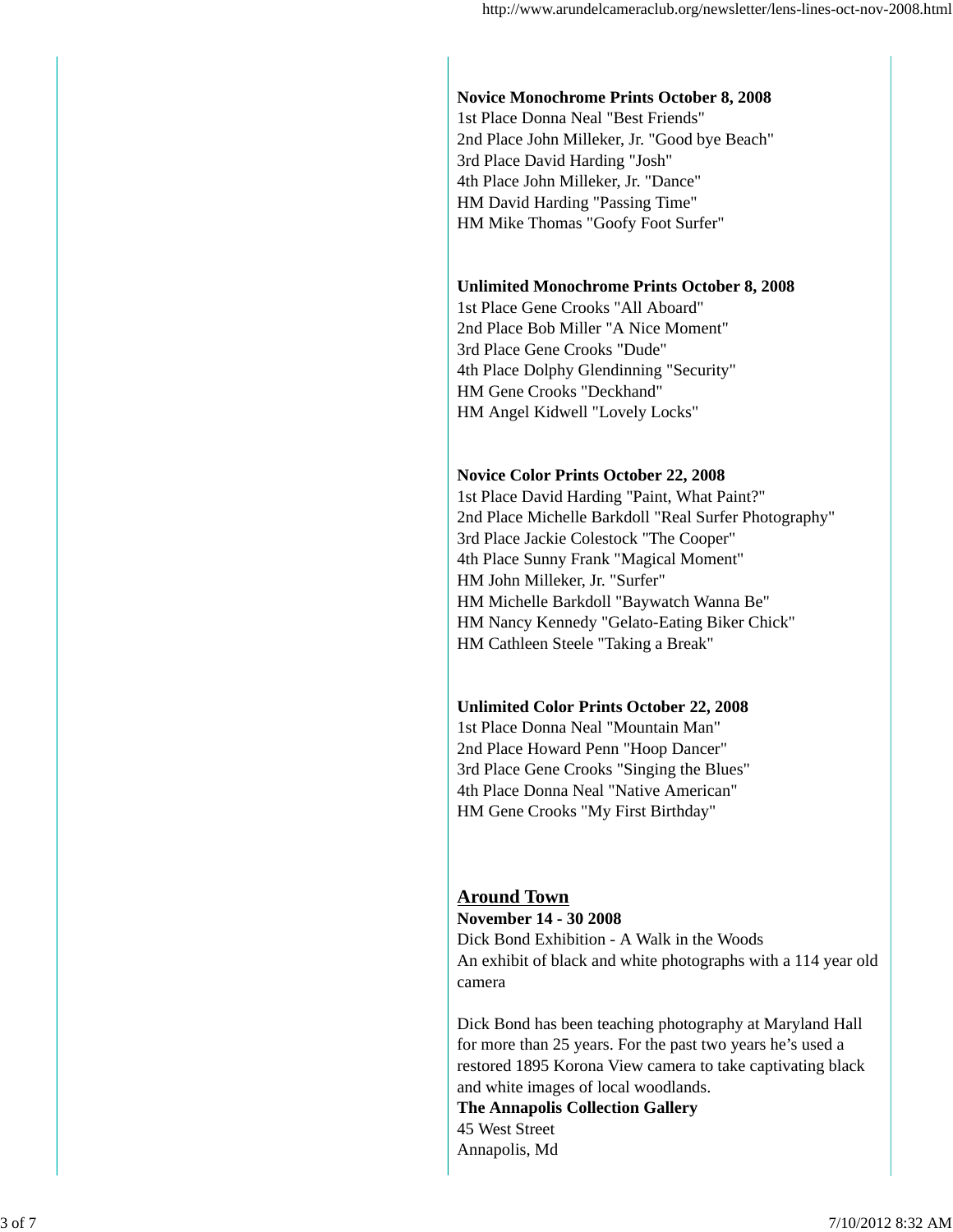**Novice Monochrome Prints October 8, 2008**
1st Place Donna Neal "Best Friends"
2nd Place John Milleker, Jr. "Good bye Beach"
3rd Place David Harding "Josh"
4th Place John Milleker, Jr. "Dance"
HM David Harding "Passing Time"
HM Mike Thomas "Goofy Foot Surfer"

**Unlimited Monochrome Prints October 8, 2008**
1st Place Gene Crooks "All Aboard"
2nd Place Bob Miller "A Nice Moment"
3rd Place Gene Crooks "Dude"
4th Place Dolphy Glendinning "Security"
HM Gene Crooks "Deckhand"
HM Angel Kidwell "Lovely Locks"

**Novice Color Prints October 22, 2008**
1st Place David Harding "Paint, What Paint?"
2nd Place Michelle Barkdoll "Real Surfer Photography"
3rd Place Jackie Colestock "The Cooper"
4th Place Sunny Frank "Magical Moment"
HM John Milleker, Jr. "Surfer"
HM Michelle Barkdoll "Baywatch Wanna Be"
HM Nancy Kennedy "Gelato-Eating Biker Chick"
HM Cathleen Steele "Taking a Break"

**Unlimited Color Prints October 22, 2008**
1st Place Donna Neal "Mountain Man"
2nd Place Howard Penn "Hoop Dancer"
3rd Place Gene Crooks "Singing the Blues"
4th Place Donna Neal "Native American"
HM Gene Crooks "My First Birthday"

## Around Town

**November 14 - 30 2008**
Dick Bond Exhibition - A Walk in the Woods
An exhibit of black and white photographs with a 114 year old camera

Dick Bond has been teaching photography at Maryland Hall for more than 25 years. For the past two years he's used a restored 1895 Korona View camera to take captivating black and white images of local woodlands.
**The Annapolis Collection Gallery**
45 West Street
Annapolis, Md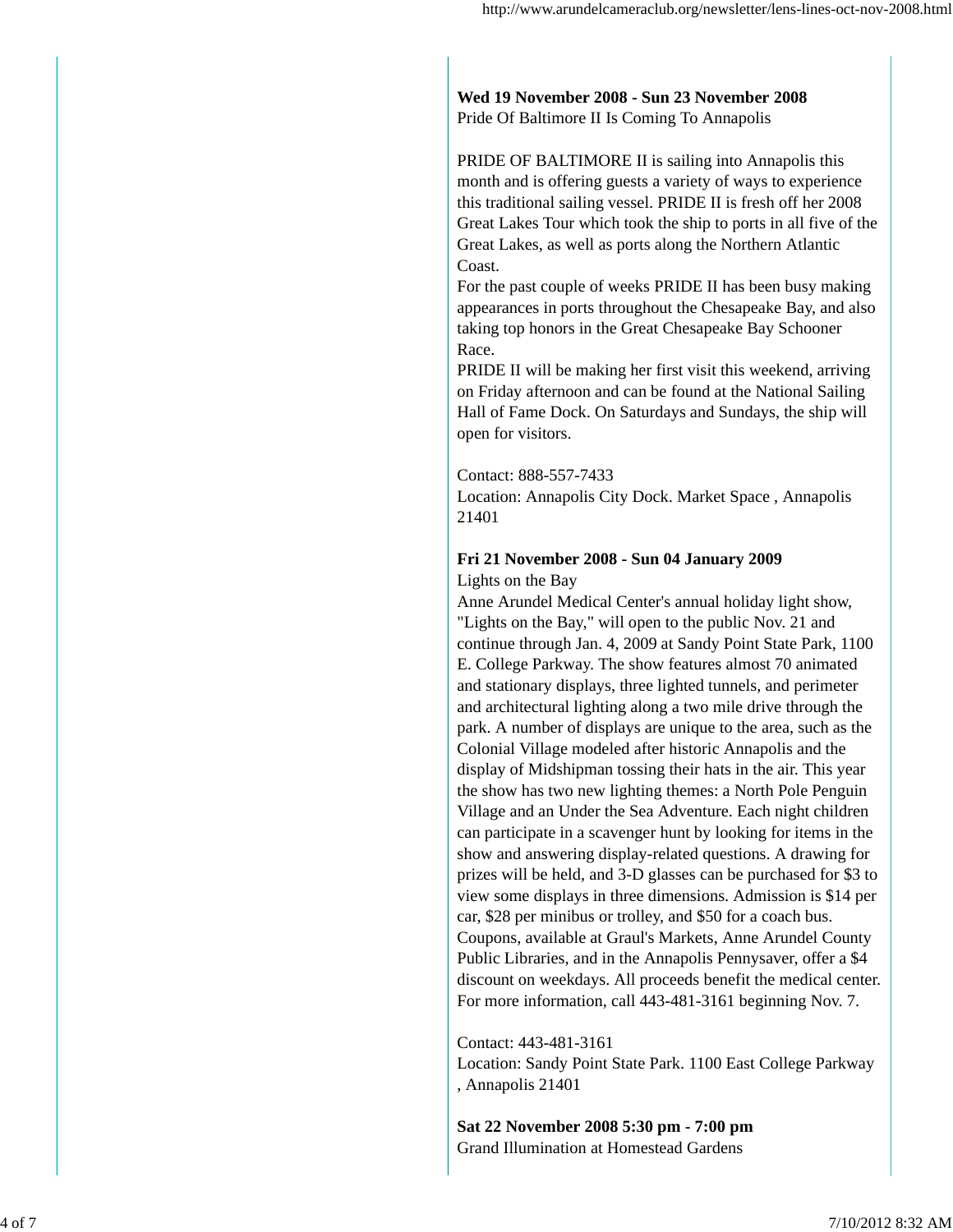**Wed 19 November 2008 - Sun 23 November 2008**
Pride Of Baltimore II Is Coming To Annapolis

PRIDE OF BALTIMORE II is sailing into Annapolis this month and is offering guests a variety of ways to experience this traditional sailing vessel. PRIDE II is fresh off her 2008 Great Lakes Tour which took the ship to ports in all five of the Great Lakes, as well as ports along the Northern Atlantic Coast.
For the past couple of weeks PRIDE II has been busy making appearances in ports throughout the Chesapeake Bay, and also taking top honors in the Great Chesapeake Bay Schooner Race.
PRIDE II will be making her first visit this weekend, arriving on Friday afternoon and can be found at the National Sailing Hall of Fame Dock. On Saturdays and Sundays, the ship will open for visitors.

Contact: 888-557-7433
Location: Annapolis City Dock. Market Space , Annapolis 21401

**Fri 21 November 2008 - Sun 04 January 2009**
Lights on the Bay
Anne Arundel Medical Center's annual holiday light show, "Lights on the Bay," will open to the public Nov. 21 and continue through Jan. 4, 2009 at Sandy Point State Park, 1100 E. College Parkway. The show features almost 70 animated and stationary displays, three lighted tunnels, and perimeter and architectural lighting along a two mile drive through the park. A number of displays are unique to the area, such as the Colonial Village modeled after historic Annapolis and the display of Midshipman tossing their hats in the air. This year the show has two new lighting themes: a North Pole Penguin Village and an Under the Sea Adventure. Each night children can participate in a scavenger hunt by looking for items in the show and answering display-related questions. A drawing for prizes will be held, and 3-D glasses can be purchased for $3 to view some displays in three dimensions. Admission is $14 per car, $28 per minibus or trolley, and $50 for a coach bus. Coupons, available at Graul's Markets, Anne Arundel County Public Libraries, and in the Annapolis Pennysaver, offer a $4 discount on weekdays. All proceeds benefit the medical center. For more information, call 443-481-3161 beginning Nov. 7.

Contact: 443-481-3161
Location: Sandy Point State Park. 1100 East College Parkway , Annapolis 21401

**Sat 22 November 2008 5:30 pm - 7:00 pm**
Grand Illumination at Homestead Gardens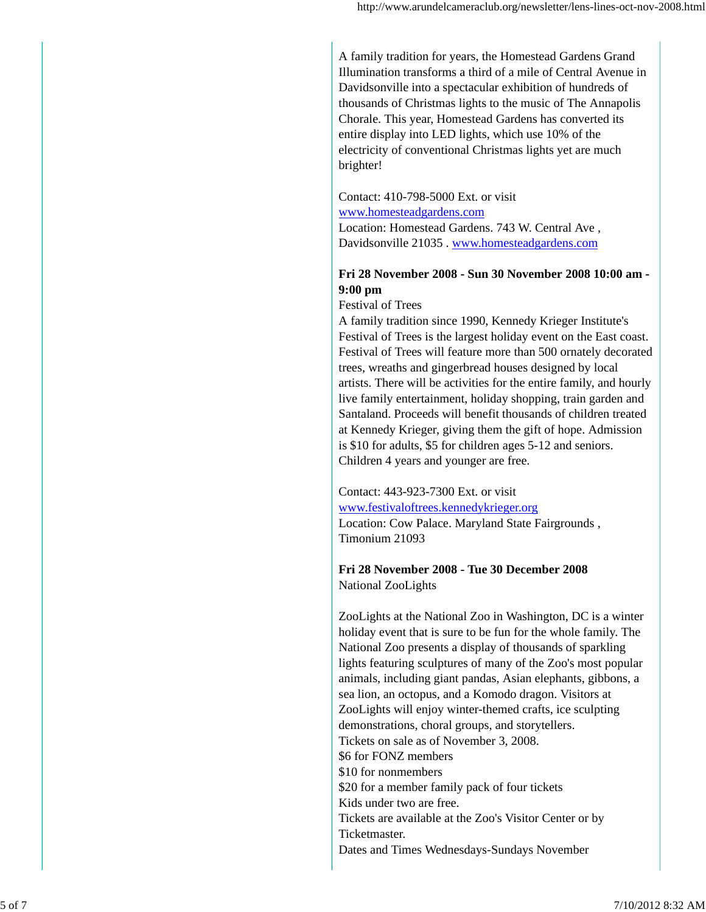A family tradition for years, the Homestead Gardens Grand Illumination transforms a third of a mile of Central Avenue in Davidsonville into a spectacular exhibition of hundreds of thousands of Christmas lights to the music of The Annapolis Chorale. This year, Homestead Gardens has converted its entire display into LED lights, which use 10% of the electricity of conventional Christmas lights yet are much brighter!

Contact: 410-798-5000 Ext. or visit [www.homesteadgardens.com](http://www.homesteadgardens.com)
Location: Homestead Gardens. 743 W. Central Ave , Davidsonville 21035 . [www.homesteadgardens.com](http://www.homesteadgardens.com)

**Fri 28 November 2008 - Sun 30 November 2008 10:00 am - 9:00 pm**
Festival of Trees
A family tradition since 1990, Kennedy Krieger Institute's Festival of Trees is the largest holiday event on the East coast. Festival of Trees will feature more than 500 ornately decorated trees, wreaths and gingerbread houses designed by local artists. There will be activities for the entire family, and hourly live family entertainment, holiday shopping, train garden and Santaland. Proceeds will benefit thousands of children treated at Kennedy Krieger, giving them the gift of hope. Admission is $10 for adults, $5 for children ages 5-12 and seniors. Children 4 years and younger are free.

Contact: 443-923-7300 Ext. or visit [www.festivaloftrees.kennedykrieger.org](http://www.festivaloftrees.kennedykrieger.org)
Location: Cow Palace. Maryland State Fairgrounds , Timonium 21093

**Fri 28 November 2008 - Tue 30 December 2008**
National ZooLights

ZooLights at the National Zoo in Washington, DC is a winter holiday event that is sure to be fun for the whole family. The National Zoo presents a display of thousands of sparkling lights featuring sculptures of many of the Zoo's most popular animals, including giant pandas, Asian elephants, gibbons, a sea lion, an octopus, and a Komodo dragon. Visitors at ZooLights will enjoy winter-themed crafts, ice sculpting demonstrations, choral groups, and storytellers.
Tickets on sale as of November 3, 2008.
$6 for FONZ members
$10 for nonmembers
$20 for a member family pack of four tickets
Kids under two are free.
Tickets are available at the Zoo's Visitor Center or by Ticketmaster.
Dates and Times Wednesdays-Sundays November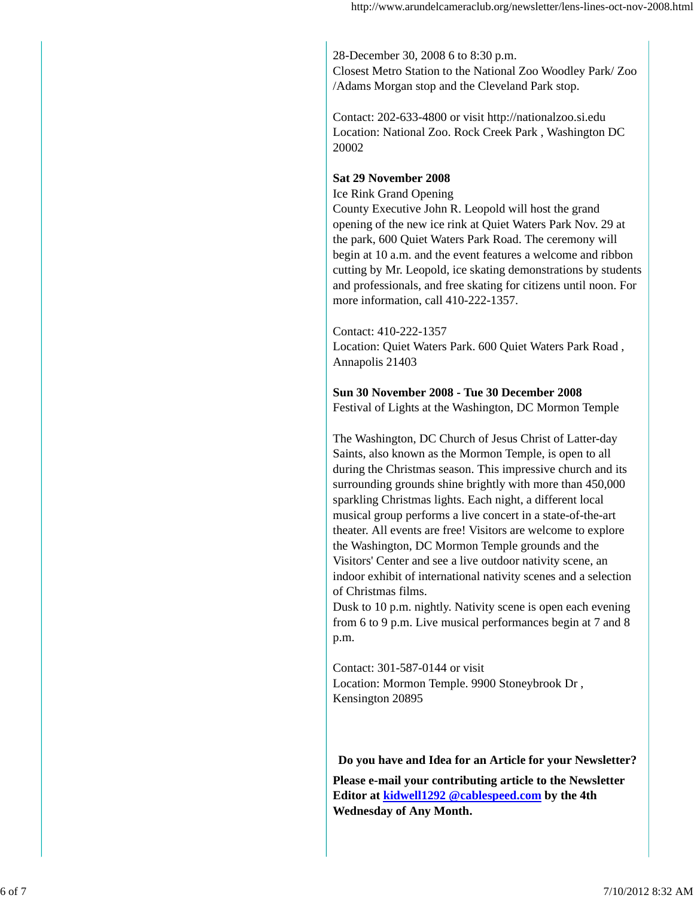28-December 30, 2008 6 to 8:30 p.m.
Closest Metro Station to the National Zoo Woodley Park/ Zoo /Adams Morgan stop and the Cleveland Park stop.

Contact: 202-633-4800 or visit http://nationalzoo.si.edu
Location: National Zoo. Rock Creek Park , Washington DC 20002

**Sat 29 November 2008**
Ice Rink Grand Opening
County Executive John R. Leopold will host the grand opening of the new ice rink at Quiet Waters Park Nov. 29 at the park, 600 Quiet Waters Park Road. The ceremony will begin at 10 a.m. and the event features a welcome and ribbon cutting by Mr. Leopold, ice skating demonstrations by students and professionals, and free skating for citizens until noon. For more information, call 410-222-1357.

Contact: 410-222-1357
Location: Quiet Waters Park. 600 Quiet Waters Park Road , Annapolis 21403

**Sun 30 November 2008 - Tue 30 December 2008**
Festival of Lights at the Washington, DC Mormon Temple

The Washington, DC Church of Jesus Christ of Latter-day Saints, also known as the Mormon Temple, is open to all during the Christmas season. This impressive church and its surrounding grounds shine brightly with more than 450,000 sparkling Christmas lights. Each night, a different local musical group performs a live concert in a state-of-the-art theater. All events are free! Visitors are welcome to explore the Washington, DC Mormon Temple grounds and the Visitors' Center and see a live outdoor nativity scene, an indoor exhibit of international nativity scenes and a selection of Christmas films.
Dusk to 10 p.m. nightly. Nativity scene is open each evening from 6 to 9 p.m. Live musical performances begin at 7 and 8 p.m.

Contact: 301-587-0144 or visit
Location: Mormon Temple. 9900 Stoneybrook Dr , Kensington 20895

**Do you have and Idea for an Article for your Newsletter?**

**Please e-mail your contributing article to the Newsletter Editor at kidwell1292 @cablespeed.com by the 4th Wednesday of Any Month.**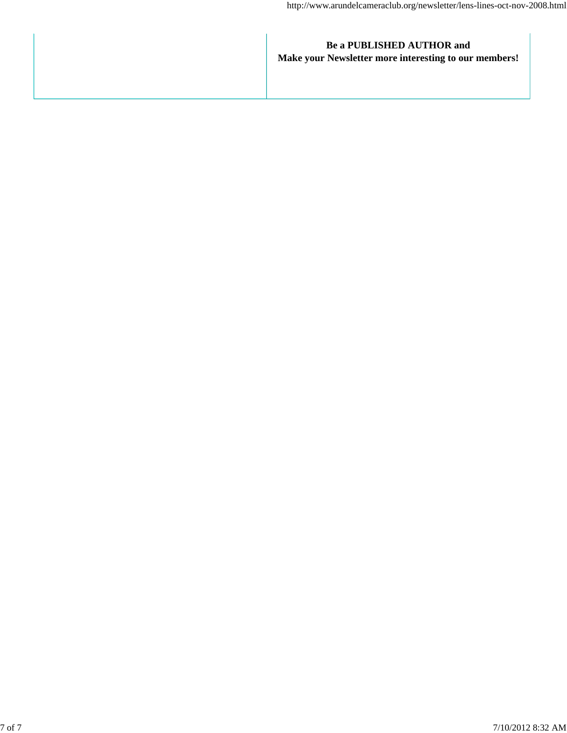**Be a PUBLISHED AUTHOR and**
**Make your Newsletter more interesting to our members!**